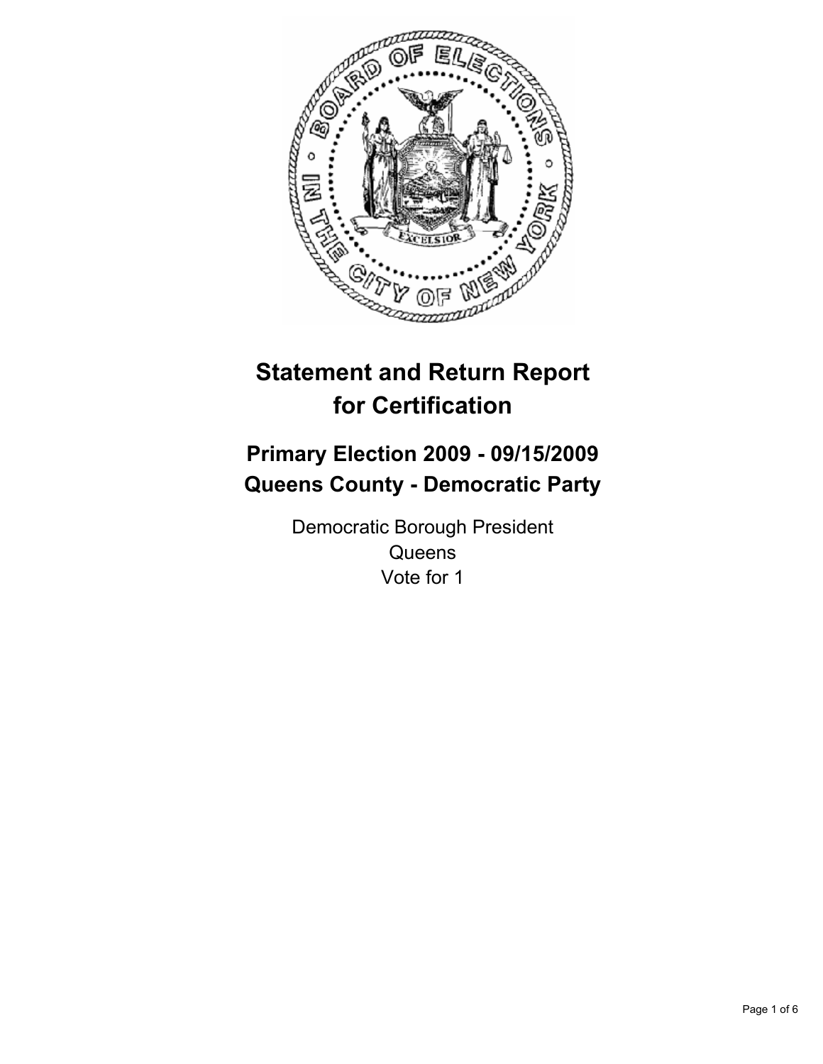# Statement and Return Report for Certification

## Primary Election 2009 - 09/15/2009
## Queens County - Democratic Party

Democratic Borough President
Queens
Vote for 1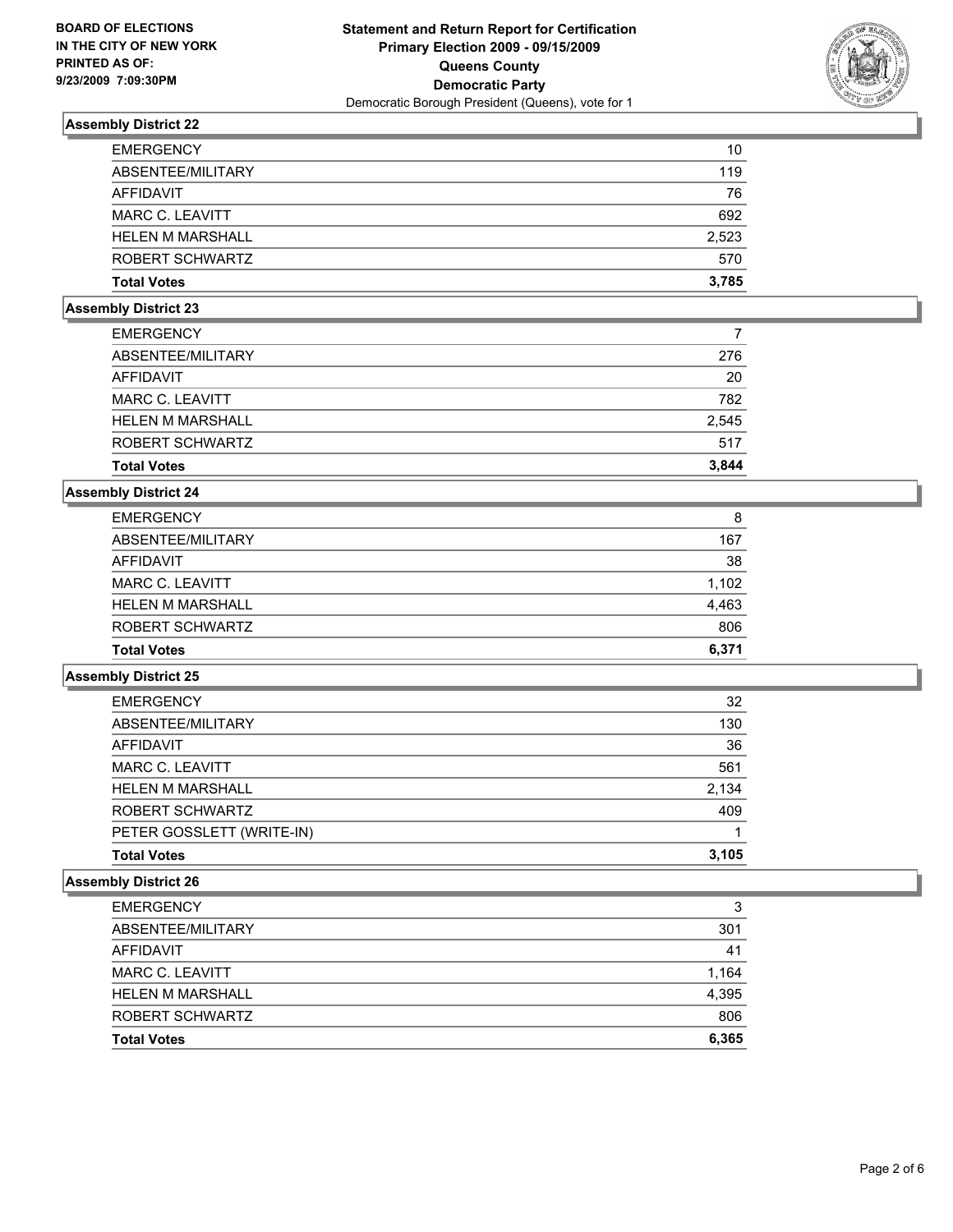**BOARD OF ELECTIONS IN THE CITY OF NEW YORK PRINTED AS OF: 9/23/2009 7:09:30PM**

# Statement and Return Report for Certification
## Primary Election 2009 - 09/15/2009
## Queens County
## Democratic Party
Democratic Borough President (Queens), vote for 1

### Assembly District 22

| | |
|---|---|
| EMERGENCY | 10 |
| ABSENTEE/MILITARY | 119 |
| AFFIDAVIT | 76 |
| MARC C. LEAVITT | 692 |
| HELEN M MARSHALL | 2,523 |
| ROBERT SCHWARTZ | 570 |
| **Total Votes** | **3,785** |

### Assembly District 23

| | |
|---|---|
| EMERGENCY | 7 |
| ABSENTEE/MILITARY | 276 |
| AFFIDAVIT | 20 |
| MARC C. LEAVITT | 782 |
| HELEN M MARSHALL | 2,545 |
| ROBERT SCHWARTZ | 517 |
| **Total Votes** | **3,844** |

### Assembly District 24

| | |
|---|---|
| EMERGENCY | 8 |
| ABSENTEE/MILITARY | 167 |
| AFFIDAVIT | 38 |
| MARC C. LEAVITT | 1,102 |
| HELEN M MARSHALL | 4,463 |
| ROBERT SCHWARTZ | 806 |
| **Total Votes** | **6,371** |

### Assembly District 25

| | |
|---|---|
| EMERGENCY | 32 |
| ABSENTEE/MILITARY | 130 |
| AFFIDAVIT | 36 |
| MARC C. LEAVITT | 561 |
| HELEN M MARSHALL | 2,134 |
| ROBERT SCHWARTZ | 409 |
| PETER GOSSLETT (WRITE-IN) | 1 |
| **Total Votes** | **3,105** |

### Assembly District 26

| | |
|---|---|
| EMERGENCY | 3 |
| ABSENTEE/MILITARY | 301 |
| AFFIDAVIT | 41 |
| MARC C. LEAVITT | 1,164 |
| HELEN M MARSHALL | 4,395 |
| ROBERT SCHWARTZ | 806 |
| **Total Votes** | **6,365** |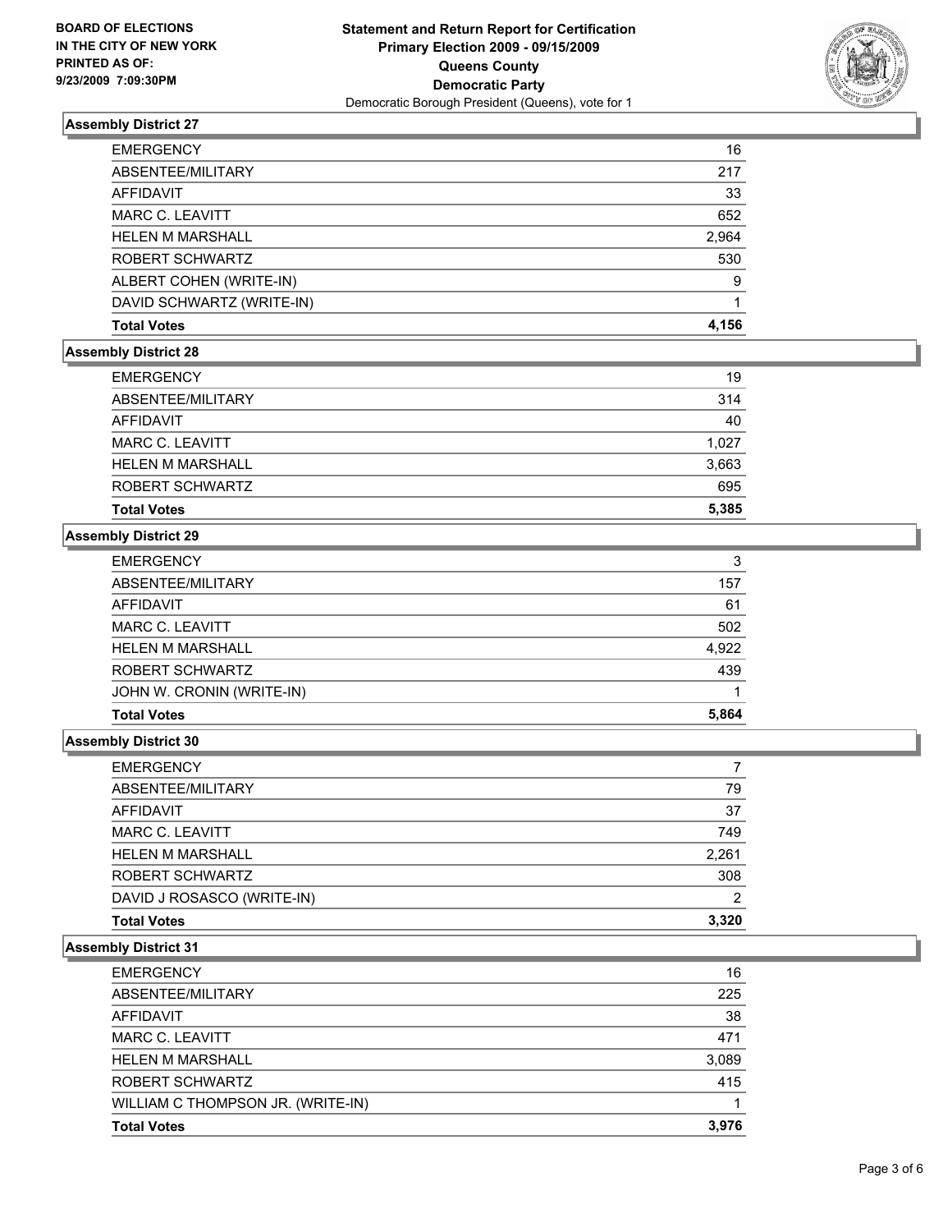**BOARD OF ELECTIONS IN THE CITY OF NEW YORK PRINTED AS OF: 9/23/2009 7:09:30PM**

# Statement and Return Report for Certification
## Primary Election 2009 - 09/15/2009
## Queens County
## Democratic Party
Democratic Borough President (Queens), vote for 1

### Assembly District 27

| | |
|---|---|
| EMERGENCY | 16 |
| ABSENTEE/MILITARY | 217 |
| AFFIDAVIT | 33 |
| MARC C. LEAVITT | 652 |
| HELEN M MARSHALL | 2,964 |
| ROBERT SCHWARTZ | 530 |
| ALBERT COHEN (WRITE-IN) | 9 |
| DAVID SCHWARTZ (WRITE-IN) | 1 |
| **Total Votes** | **4,156** |

### Assembly District 28

| | |
|---|---|
| EMERGENCY | 19 |
| ABSENTEE/MILITARY | 314 |
| AFFIDAVIT | 40 |
| MARC C. LEAVITT | 1,027 |
| HELEN M MARSHALL | 3,663 |
| ROBERT SCHWARTZ | 695 |
| **Total Votes** | **5,385** |

### Assembly District 29

| | |
|---|---|
| EMERGENCY | 3 |
| ABSENTEE/MILITARY | 157 |
| AFFIDAVIT | 61 |
| MARC C. LEAVITT | 502 |
| HELEN M MARSHALL | 4,922 |
| ROBERT SCHWARTZ | 439 |
| JOHN W. CRONIN (WRITE-IN) | 1 |
| **Total Votes** | **5,864** |

### Assembly District 30

| | |
|---|---|
| EMERGENCY | 7 |
| ABSENTEE/MILITARY | 79 |
| AFFIDAVIT | 37 |
| MARC C. LEAVITT | 749 |
| HELEN M MARSHALL | 2,261 |
| ROBERT SCHWARTZ | 308 |
| DAVID J ROSASCO (WRITE-IN) | 2 |
| **Total Votes** | **3,320** |

### Assembly District 31

| | |
|---|---|
| EMERGENCY | 16 |
| ABSENTEE/MILITARY | 225 |
| AFFIDAVIT | 38 |
| MARC C. LEAVITT | 471 |
| HELEN M MARSHALL | 3,089 |
| ROBERT SCHWARTZ | 415 |
| WILLIAM C THOMPSON JR. (WRITE-IN) | 1 |
| **Total Votes** | **3,976** |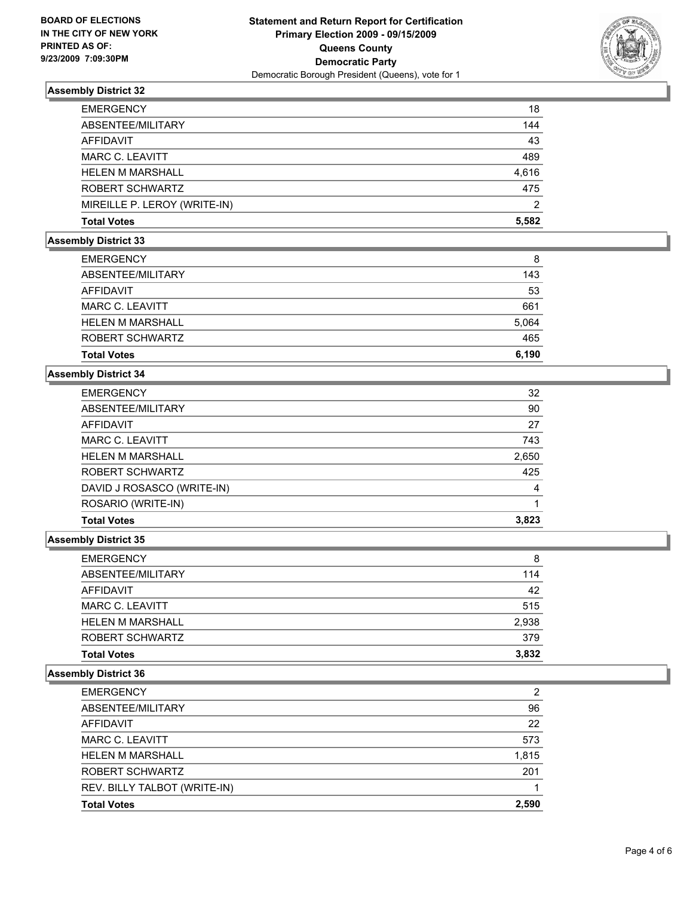**BOARD OF ELECTIONS**
**IN THE CITY OF NEW YORK**
**PRINTED AS OF:**
**9/23/2009 7:09:30PM**

**Statement and Return Report for Certification**
**Primary Election 2009 - 09/15/2009**
**Queens County**
**Democratic Party**
Democratic Borough President (Queens), vote for 1

### Assembly District 32

| | |
|---|---|
| EMERGENCY | 18 |
| ABSENTEE/MILITARY | 144 |
| AFFIDAVIT | 43 |
| MARC C. LEAVITT | 489 |
| HELEN M MARSHALL | 4,616 |
| ROBERT SCHWARTZ | 475 |
| MIREILLE P. LEROY (WRITE-IN) | 2 |
| **Total Votes** | **5,582** |

### Assembly District 33

| | |
|---|---|
| EMERGENCY | 8 |
| ABSENTEE/MILITARY | 143 |
| AFFIDAVIT | 53 |
| MARC C. LEAVITT | 661 |
| HELEN M MARSHALL | 5,064 |
| ROBERT SCHWARTZ | 465 |
| **Total Votes** | **6,190** |

### Assembly District 34

| | |
|---|---|
| EMERGENCY | 32 |
| ABSENTEE/MILITARY | 90 |
| AFFIDAVIT | 27 |
| MARC C. LEAVITT | 743 |
| HELEN M MARSHALL | 2,650 |
| ROBERT SCHWARTZ | 425 |
| DAVID J ROSASCO (WRITE-IN) | 4 |
| ROSARIO (WRITE-IN) | 1 |
| **Total Votes** | **3,823** |

### Assembly District 35

| | |
|---|---|
| EMERGENCY | 8 |
| ABSENTEE/MILITARY | 114 |
| AFFIDAVIT | 42 |
| MARC C. LEAVITT | 515 |
| HELEN M MARSHALL | 2,938 |
| ROBERT SCHWARTZ | 379 |
| **Total Votes** | **3,832** |

### Assembly District 36

| | |
|---|---|
| EMERGENCY | 2 |
| ABSENTEE/MILITARY | 96 |
| AFFIDAVIT | 22 |
| MARC C. LEAVITT | 573 |
| HELEN M MARSHALL | 1,815 |
| ROBERT SCHWARTZ | 201 |
| REV. BILLY TALBOT (WRITE-IN) | 1 |
| **Total Votes** | **2,590** |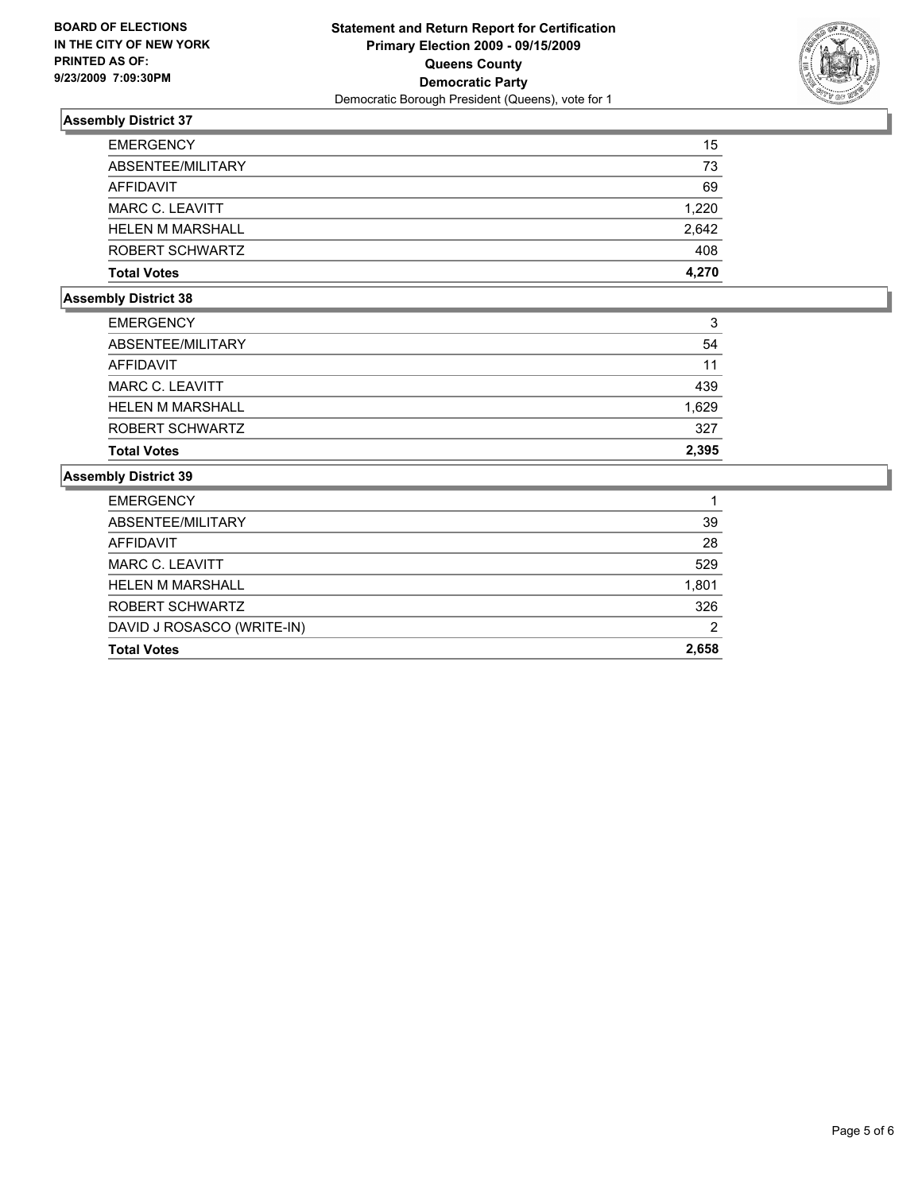**BOARD OF ELECTIONS IN THE CITY OF NEW YORK PRINTED AS OF: 9/23/2009 7:09:30PM**

**Statement and Return Report for Certification Primary Election 2009 - 09/15/2009 Queens County Democratic Party**
Democratic Borough President (Queens), vote for 1

### Assembly District 37

| | |
|---|---|
| EMERGENCY | 15 |
| ABSENTEE/MILITARY | 73 |
| AFFIDAVIT | 69 |
| MARC C. LEAVITT | 1,220 |
| HELEN M MARSHALL | 2,642 |
| ROBERT SCHWARTZ | 408 |
| **Total Votes** | **4,270** |

### Assembly District 38

| | |
|---|---|
| EMERGENCY | 3 |
| ABSENTEE/MILITARY | 54 |
| AFFIDAVIT | 11 |
| MARC C. LEAVITT | 439 |
| HELEN M MARSHALL | 1,629 |
| ROBERT SCHWARTZ | 327 |
| **Total Votes** | **2,395** |

### Assembly District 39

| | |
|---|---|
| EMERGENCY | 1 |
| ABSENTEE/MILITARY | 39 |
| AFFIDAVIT | 28 |
| MARC C. LEAVITT | 529 |
| HELEN M MARSHALL | 1,801 |
| ROBERT SCHWARTZ | 326 |
| DAVID J ROSASCO (WRITE-IN) | 2 |
| **Total Votes** | **2,658** |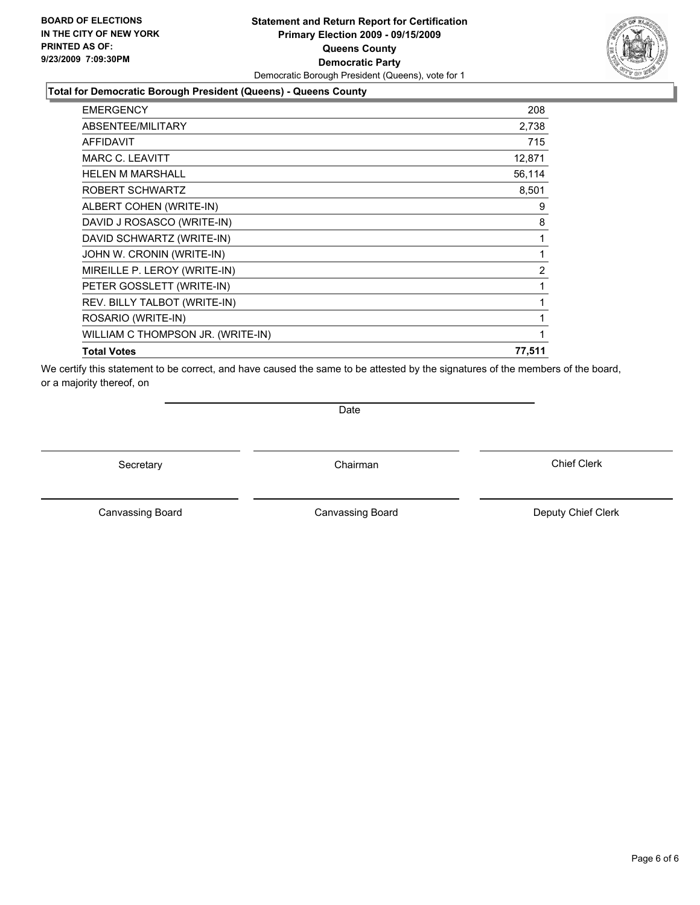**BOARD OF ELECTIONS IN THE CITY OF NEW YORK PRINTED AS OF: 9/23/2009 7:09:30PM**

**Statement and Return Report for Certification**
**Primary Election 2009 - 09/15/2009**
**Queens County**
**Democratic Party**
Democratic Borough President (Queens), vote for 1

### Total for Democratic Borough President (Queens) - Queens County

| | |
|---|---|
| EMERGENCY | 208 |
| ABSENTEE/MILITARY | 2,738 |
| AFFIDAVIT | 715 |
| MARC C. LEAVITT | 12,871 |
| HELEN M MARSHALL | 56,114 |
| ROBERT SCHWARTZ | 8,501 |
| ALBERT COHEN (WRITE-IN) | 9 |
| DAVID J ROSASCO (WRITE-IN) | 8 |
| DAVID SCHWARTZ (WRITE-IN) | 1 |
| JOHN W. CRONIN (WRITE-IN) | 1 |
| MIREILLE P. LEROY (WRITE-IN) | 2 |
| PETER GOSSLETT (WRITE-IN) | 1 |
| REV. BILLY TALBOT (WRITE-IN) | 1 |
| ROSARIO (WRITE-IN) | 1 |
| WILLIAM C THOMPSON JR. (WRITE-IN) | 1 |
| **Total Votes** | **77,511** |

We certify this statement to be correct, and have caused the same to be attested by the signatures of the members of the board, or a majority thereof, on

Date

Secretary

Chairman

Chief Clerk

Canvassing Board

Canvassing Board

Deputy Chief Clerk